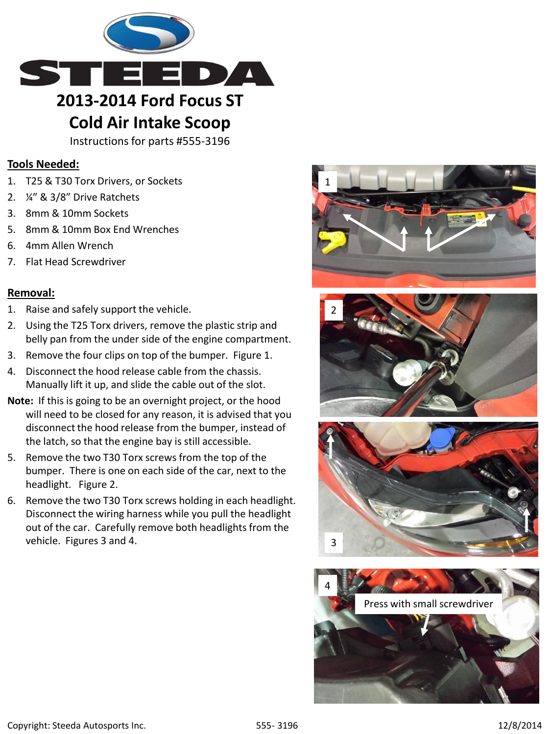# 2013-2014 Ford Focus ST
# Cold Air Intake Scoop

Instructions for parts #555-3196

**Tools Needed:**

1. T25 & T30 Torx Drivers, or Sockets
2. ¼" & 3/8" Drive Ratchets
3. 8mm & 10mm Sockets
5. 8mm & 10mm Box End Wrenches
6. 4mm Allen Wrench
7. Flat Head Screwdriver

**Removal:**

1. Raise and safely support the vehicle.
2. Using the T25 Torx drivers, remove the plastic strip and belly pan from the under side of the engine compartment.
3. Remove the four clips on top of the bumper. Figure 1.
4. Disconnect the hood release cable from the chassis. Manually lift it up, and slide the cable out of the slot.

**Note:** If this is going to be an overnight project, or the hood will need to be closed for any reason, it is advised that you disconnect the hood release from the bumper, instead of the latch, so that the engine bay is still accessible.

5. Remove the two T30 Torx screws from the top of the bumper. There is one on each side of the car, next to the headlight. Figure 2.
6. Remove the two T30 Torx screws holding in each headlight. Disconnect the wiring harness while you pull the headlight out of the car. Carefully remove both headlights from the vehicle. Figures 3 and 4.

1

2

3

4

Press with small screwdriver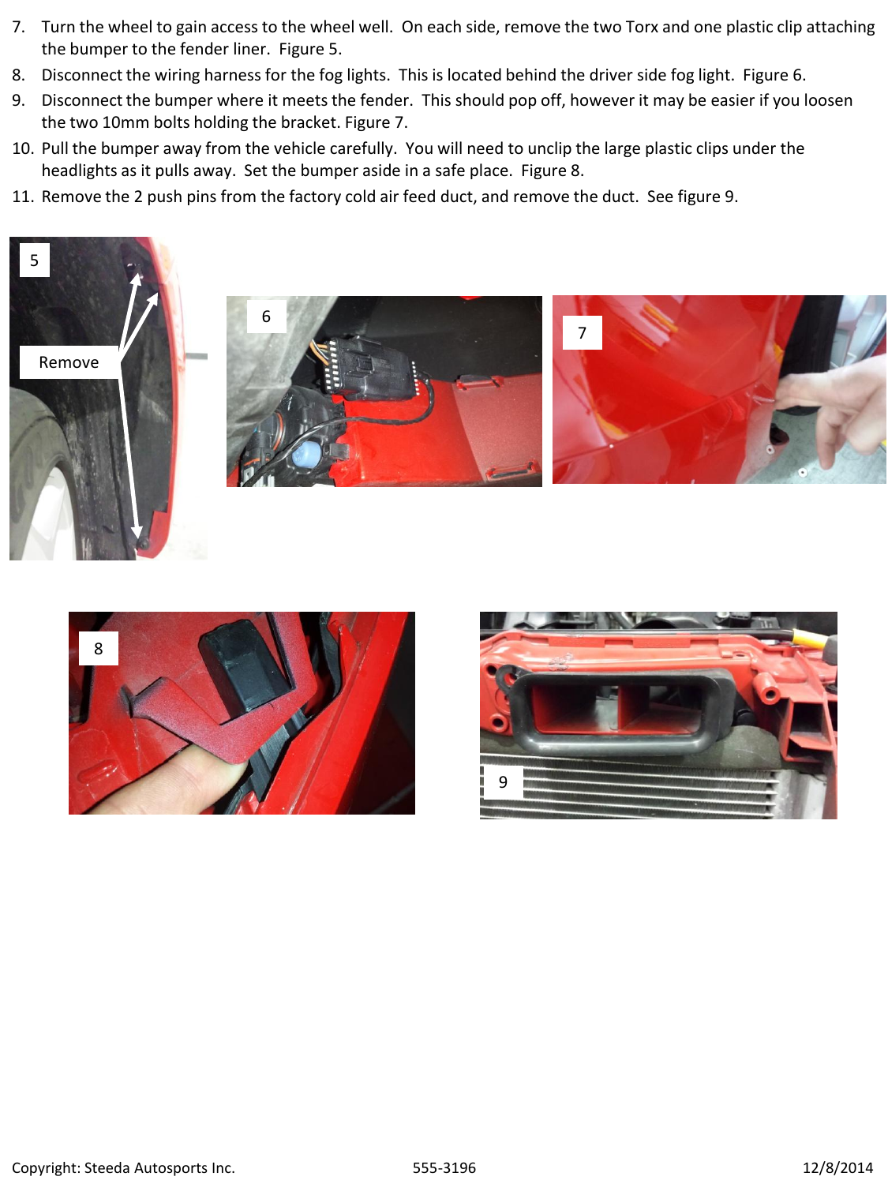7. Turn the wheel to gain access to the wheel well. On each side, remove the two Torx and one plastic clip attaching the bumper to the fender liner. Figure 5.
8. Disconnect the wiring harness for the fog lights. This is located behind the driver side fog light. Figure 6.
9. Disconnect the bumper where it meets the fender. This should pop off, however it may be easier if you loosen the two 10mm bolts holding the bracket. Figure 7.
10. Pull the bumper away from the vehicle carefully. You will need to unclip the large plastic clips under the headlights as it pulls away. Set the bumper aside in a safe place. Figure 8.
11. Remove the 2 push pins from the factory cold air feed duct, and remove the duct. See figure 9.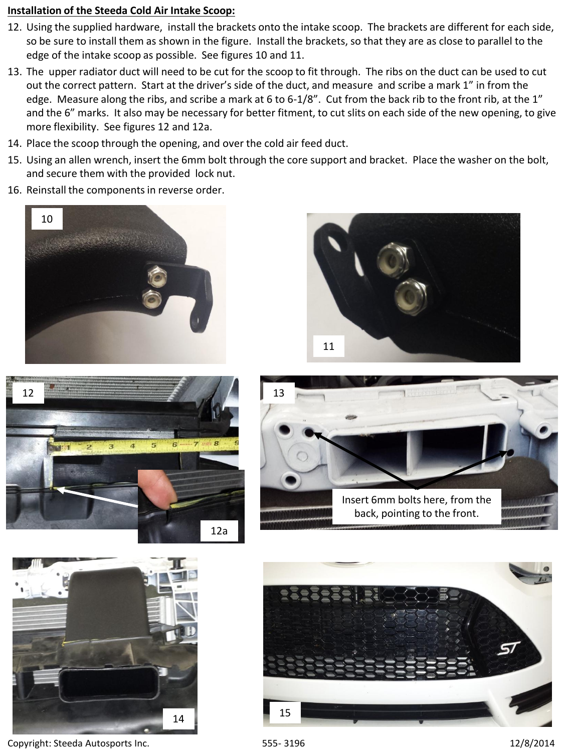**Installation of the Steeda Cold Air Intake Scoop:**

12. Using the supplied hardware, install the brackets onto the intake scoop. The brackets are different for each side, so be sure to install them as shown in the figure. Install the brackets, so that they are as close to parallel to the edge of the intake scoop as possible. See figures 10 and 11.
13. The upper radiator duct will need to be cut for the scoop to fit through. The ribs on the duct can be used to cut out the correct pattern. Start at the driver's side of the duct, and measure and scribe a mark 1" in from the edge. Measure along the ribs, and scribe a mark at 6 to 6-1/8". Cut from the back rib to the front rib, at the 1" and the 6" marks. It also may be necessary for better fitment, to cut slits on each side of the new opening, to give more flexibility. See figures 12 and 12a.
14. Place the scoop through the opening, and over the cold air feed duct.
15. Using an allen wrench, insert the 6mm bolt through the core support and bracket. Place the washer on the bolt, and secure them with the provided lock nut.
16. Reinstall the components in reverse order.

10

11

12

12a

13

Insert 6mm bolts here, from the back, pointing to the front.

14

15

Copyright: Steeda Autosports Inc. 555- 3196 12/8/2014